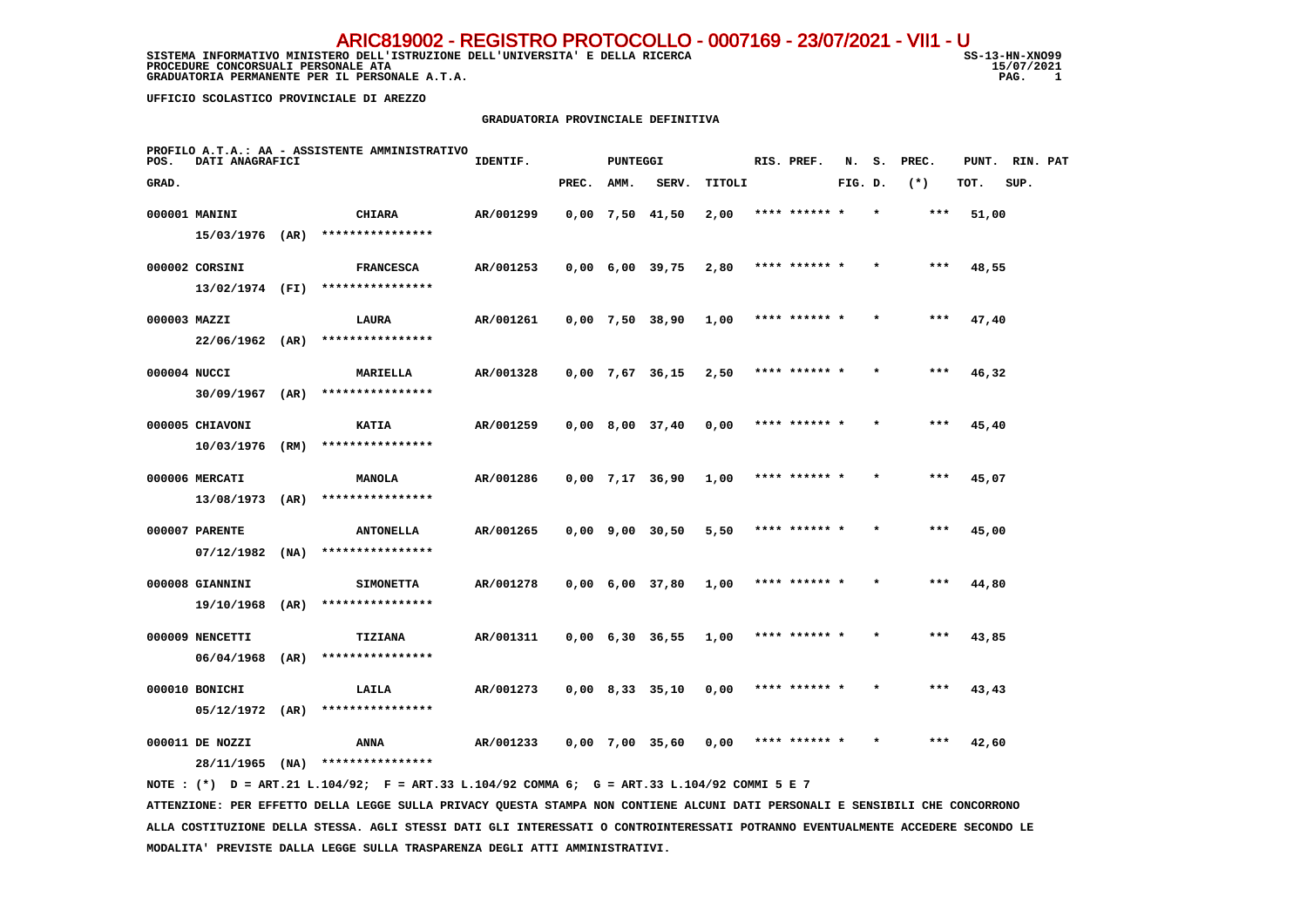ARIC819002 - REGISTRO PROTOCOLLO - 0007169 - 23/07/2021 - VII1 - U

SISTEMA INFORMATIVO MINISTERO DELL'ISTRUZIONE DELL'UNIVERSITA' E DELLA RICERCA — SS-13-HN-XNO99
PROCEDURE CONCORSUALI PERSONALE ATA — 15/07/2021
GRADUATORIA PERMANENTE PER IL PERSONALE A.T.A.

UFFICIO SCOLASTICO PROVINCIALE DI AREZZO

## GRADUATORIA PROVINCIALE DEFINITIVA

PROFILO A.T.A.: AA - ASSISTENTE AMMINISTRATIVO

| POS. GRAD. | DATI ANAGRAFICI | | IDENTIF. | PUNTEGGI PREC. | AMM. | SERV. | TITOLI | RIS. PREF. | N. S. FIG. D. | PREC. (*) | PUNT. TOT. | RIN. PAT SUP. |
|---|---|---|---|---|---|---|---|---|---|---|---|---|
| 000001 | MANINI 15/03/1976 (AR) | CHIARA **************** | AR/001299 | 0,00 | 7,50 | 41,50 | 2,00 | **** ****** * | * | *** | 51,00 | |
| 000002 | CORSINI 13/02/1974 (FI) | FRANCESCA **************** | AR/001253 | 0,00 | 6,00 | 39,75 | 2,80 | **** ****** * | * | *** | 48,55 | |
| 000003 | MAZZI 22/06/1962 (AR) | LAURA **************** | AR/001261 | 0,00 | 7,50 | 38,90 | 1,00 | **** ****** * | * | *** | 47,40 | |
| 000004 | NUCCI 30/09/1967 (AR) | MARIELLA **************** | AR/001328 | 0,00 | 7,67 | 36,15 | 2,50 | **** ****** * | * | *** | 46,32 | |
| 000005 | CHIAVONI 10/03/1976 (RM) | KATIA **************** | AR/001259 | 0,00 | 8,00 | 37,40 | 0,00 | **** ****** * | * | *** | 45,40 | |
| 000006 | MERCATI 13/08/1973 (AR) | MANOLA **************** | AR/001286 | 0,00 | 7,17 | 36,90 | 1,00 | **** ****** * | * | *** | 45,07 | |
| 000007 | PARENTE 07/12/1982 (NA) | ANTONELLA **************** | AR/001265 | 0,00 | 9,00 | 30,50 | 5,50 | **** ****** * | * | *** | 45,00 | |
| 000008 | GIANNINI 19/10/1968 (AR) | SIMONETTA **************** | AR/001278 | 0,00 | 6,00 | 37,80 | 1,00 | **** ****** * | * | *** | 44,80 | |
| 000009 | NENCETTI 06/04/1968 (AR) | TIZIANA **************** | AR/001311 | 0,00 | 6,30 | 36,55 | 1,00 | **** ****** * | * | *** | 43,85 | |
| 000010 | BONICHI 05/12/1972 (AR) | LAILA **************** | AR/001273 | 0,00 | 8,33 | 35,10 | 0,00 | **** ****** * | * | *** | 43,43 | |
| 000011 | DE NOZZI 28/11/1965 (NA) | ANNA **************** | AR/001233 | 0,00 | 7,00 | 35,60 | 0,00 | **** ****** * | * | *** | 42,60 | |

NOTE : (*) D = ART.21 L.104/92; F = ART.33 L.104/92 COMMA 6; G = ART.33 L.104/92 COMMI 5 E 7

ATTENZIONE: PER EFFETTO DELLA LEGGE SULLA PRIVACY QUESTA STAMPA NON CONTIENE ALCUNI DATI PERSONALI E SENSIBILI CHE CONCORRONO ALLA COSTITUZIONE DELLA STESSA. AGLI STESSI DATI GLI INTERESSATI O CONTROINTERESSATI POTRANNO EVENTUALMENTE ACCEDERE SECONDO LE MODALITA' PREVISTE DALLA LEGGE SULLA TRASPARENZA DEGLI ATTI AMMINISTRATIVI.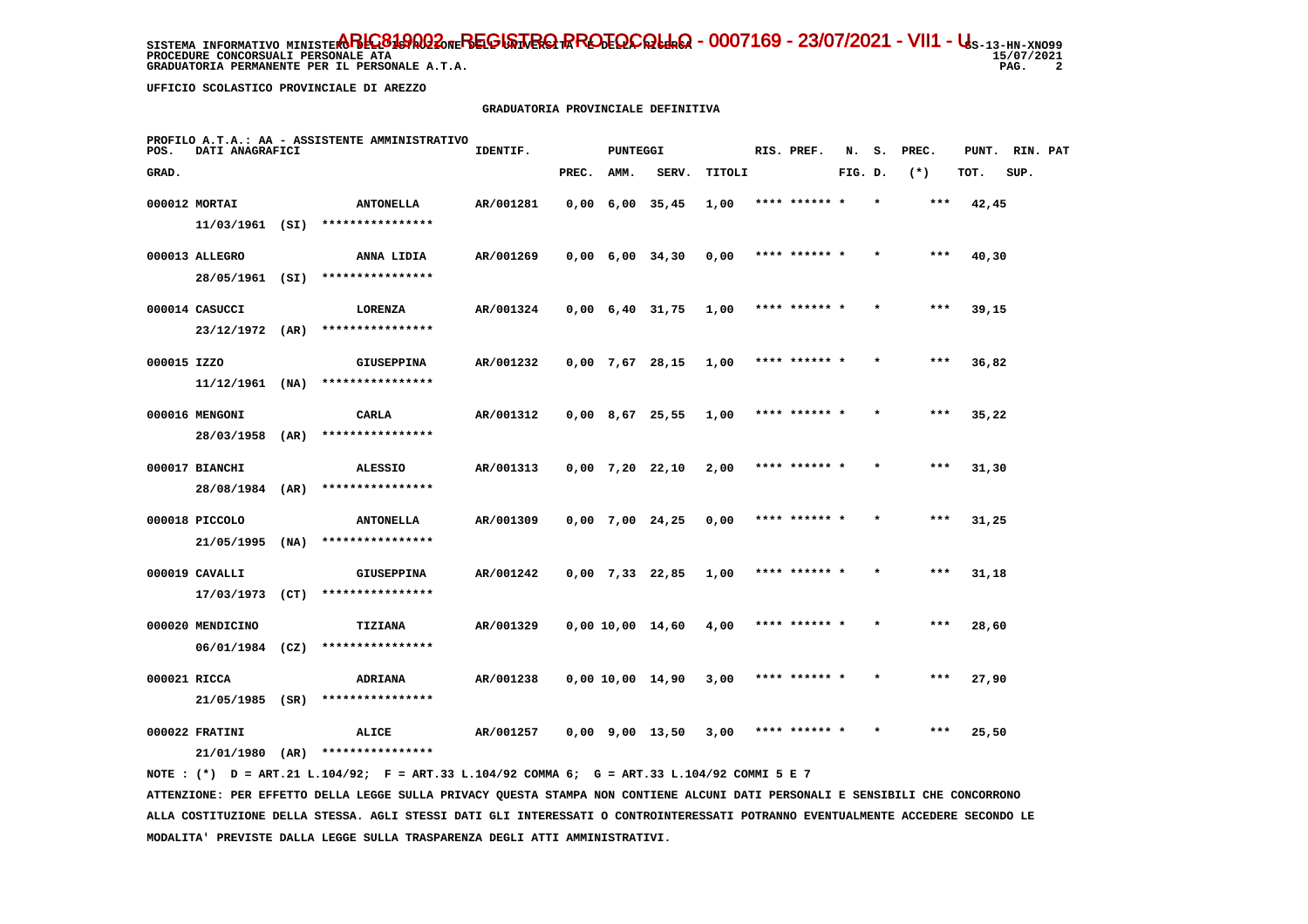UFFICIO SCOLASTICO PROVINCIALE DI AREZZO

GRADUATORIA PROVINCIALE DEFINITIVA

PROFILO A.T.A.: AA - ASSISTENTE AMMINISTRATIVO

| POS. GRAD. | DATI ANAGRAFICI | | IDENTIF. | PREC. | AMM. | SERV. | TITOLI | RIS. PREF. | N. FIG. | S. D. | PREC. (*) | PUNT. TOT. | RIN. SUP. | PAT |
|---|---|---|---|---|---|---|---|---|---|---|---|---|---|---|
| 000012 | MORTAI 11/03/1961 (SI) | ANTONELLA **************** | AR/001281 | 0,00 | 6,00 | 35,45 | 1,00 | **** ****** | * | * | *** | 42,45 | | |
| 000013 | ALLEGRO 28/05/1961 (SI) | ANNA LIDIA **************** | AR/001269 | 0,00 | 6,00 | 34,30 | 0,00 | **** ****** | * | * | *** | 40,30 | | |
| 000014 | CASUCCI 23/12/1972 (AR) | LORENZA **************** | AR/001324 | 0,00 | 6,40 | 31,75 | 1,00 | **** ****** | * | * | *** | 39,15 | | |
| 000015 | IZZO 11/12/1961 (NA) | GIUSEPPINA **************** | AR/001232 | 0,00 | 7,67 | 28,15 | 1,00 | **** ****** | * | * | *** | 36,82 | | |
| 000016 | MENGONI 28/03/1958 (AR) | CARLA **************** | AR/001312 | 0,00 | 8,67 | 25,55 | 1,00 | **** ****** | * | * | *** | 35,22 | | |
| 000017 | BIANCHI 28/08/1984 (AR) | ALESSIO **************** | AR/001313 | 0,00 | 7,20 | 22,10 | 2,00 | **** ****** | * | * | *** | 31,30 | | |
| 000018 | PICCOLO 21/05/1995 (NA) | ANTONELLA **************** | AR/001309 | 0,00 | 7,00 | 24,25 | 0,00 | **** ****** | * | * | *** | 31,25 | | |
| 000019 | CAVALLI 17/03/1973 (CT) | GIUSEPPINA **************** | AR/001242 | 0,00 | 7,33 | 22,85 | 1,00 | **** ****** | * | * | *** | 31,18 | | |
| 000020 | MENDICINO 06/01/1984 (CZ) | TIZIANA **************** | AR/001329 | 0,00 | 10,00 | 14,60 | 4,00 | **** ****** | * | * | *** | 28,60 | | |
| 000021 | RICCA 21/05/1985 (SR) | ADRIANA **************** | AR/001238 | 0,00 | 10,00 | 14,90 | 3,00 | **** ****** | * | * | *** | 27,90 | | |
| 000022 | FRATINI 21/01/1980 (AR) | ALICE **************** | AR/001257 | 0,00 | 9,00 | 13,50 | 3,00 | **** ****** | * | * | *** | 25,50 | | |

NOTE : (*) D = ART.21 L.104/92; F = ART.33 L.104/92 COMMA 6; G = ART.33 L.104/92 COMMI 5 E 7

ATTENZIONE: PER EFFETTO DELLA LEGGE SULLA PRIVACY QUESTA STAMPA NON CONTIENE ALCUNI DATI PERSONALI E SENSIBILI CHE CONCORRONO ALLA COSTITUZIONE DELLA STESSA. AGLI STESSI DATI GLI INTERESSATI O CONTROINTERESSATI POTRANNO EVENTUALMENTE ACCEDERE SECONDO LE MODALITA' PREVISTE DALLA LEGGE SULLA TRASPARENZA DEGLI ATTI AMMINISTRATIVI.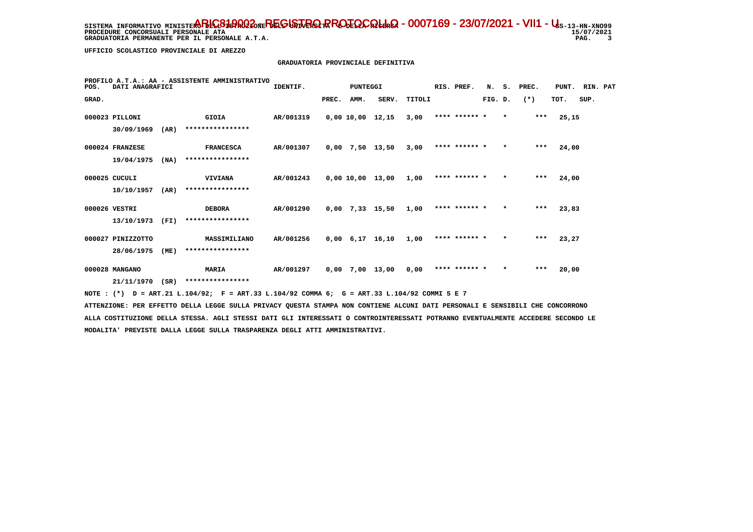SISTEMA INFORMATIVO MINISTERO DELL'ISTRUZIONE DELL'UNIVERSITA' E DELLA RICERCA - ARIC819002 - REGISTRO PROTOCOLLO - 0007169 - 23/07/2021 - VII1 - U SS-13-HN-XNO99
PROCEDURE CONCORSUALI PERSONALE ATA 15/07/2021
GRADUATORIA PERMANENTE PER IL PERSONALE A.T.A.

UFFICIO SCOLASTICO PROVINCIALE DI AREZZO

GRADUATORIA PROVINCIALE DEFINITIVA

PROFILO A.T.A.: AA - ASSISTENTE AMMINISTRATIVO

| POS. GRAD. | DATI ANAGRAFICI | | IDENTIF. | PUNTEGGI PREC. | AMM. | SERV. | TITOLI | RIS. PREF. | N. FIG. | S. D. | PREC. (*) | PUNT. TOT. | RIN. SUP. | PAT |
|---|---|---|---|---|---|---|---|---|---|---|---|---|---|---|
| 000023 | PILLONI 30/09/1969 (AR) | GIOIA **************** | AR/001319 | 0,00 | 10,00 | 12,15 | 3,00 | **** ****** * | | * | *** | 25,15 | | |
| 000024 | FRANZESE 19/04/1975 (NA) | FRANCESCA **************** | AR/001307 | 0,00 | 7,50 | 13,50 | 3,00 | **** ****** * | | * | *** | 24,00 | | |
| 000025 | CUCULI 10/10/1957 (AR) | VIVIANA **************** | AR/001243 | 0,00 | 10,00 | 13,00 | 1,00 | **** ****** * | | * | *** | 24,00 | | |
| 000026 | VESTRI 13/10/1973 (FI) | DEBORA **************** | AR/001290 | 0,00 | 7,33 | 15,50 | 1,00 | **** ****** * | | * | *** | 23,83 | | |
| 000027 | PINIZZOTTO 28/06/1975 (ME) | MASSIMILIANO **************** | AR/001256 | 0,00 | 6,17 | 16,10 | 1,00 | **** ****** * | | * | *** | 23,27 | | |
| 000028 | MANGANO 21/11/1970 (SR) | MARIA **************** | AR/001297 | 0,00 | 7,00 | 13,00 | 0,00 | **** ****** * | | * | *** | 20,00 | | |

NOTE : (*) D = ART.21 L.104/92; F = ART.33 L.104/92 COMMA 6; G = ART.33 L.104/92 COMMI 5 E 7

ATTENZIONE: PER EFFETTO DELLA LEGGE SULLA PRIVACY QUESTA STAMPA NON CONTIENE ALCUNI DATI PERSONALI E SENSIBILI CHE CONCORRONO ALLA COSTITUZIONE DELLA STESSA. AGLI STESSI DATI GLI INTERESSATI O CONTROINTERESSATI POTRANNO EVENTUALMENTE ACCEDERE SECONDO LE MODALITA' PREVISTE DALLA LEGGE SULLA TRASPARENZA DEGLI ATTI AMMINISTRATIVI.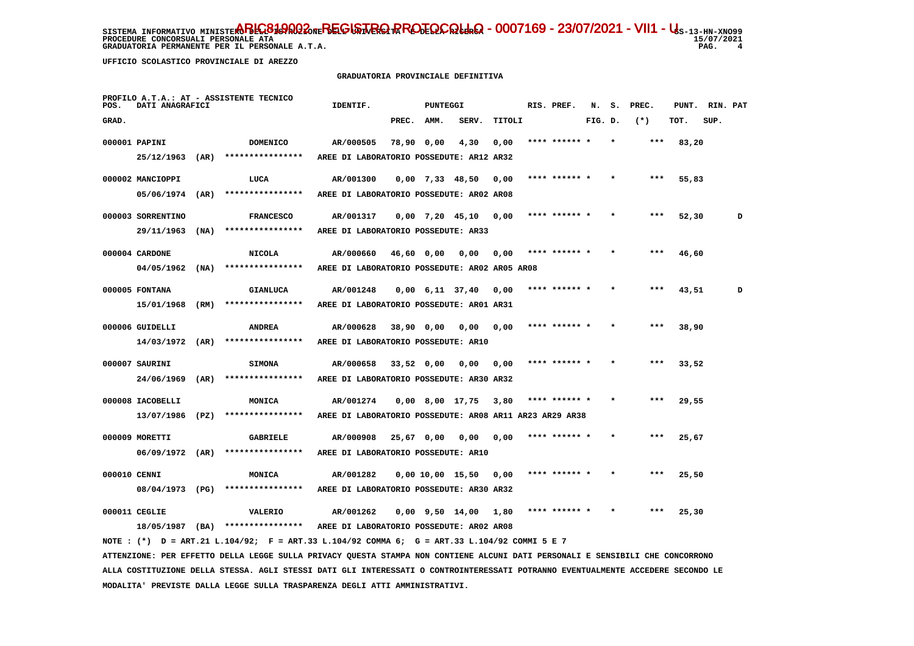SISTEMA INFORMATIVO MINISTERO DELL'ISTRUZIONE DELL'UNIVERSITA' E DELLA RICERCA - ARIC819002 - REGISTRO PROTOCOLLO - 0007169 - 23/07/2021 - VII1 - U - SS-13-HN-XNO99
PROCEDURE CONCORSUALI PERSONALE ATA 15/07/2021
GRADUATORIA PERMANENTE PER IL PERSONALE A.T.A.

UFFICIO SCOLASTICO PROVINCIALE DI AREZZO

GRADUATORIA PROVINCIALE DEFINITIVA

PROFILO A.T.A.: AT - ASSISTENTE TECNICO

| POS. GRAD. | DATI ANAGRAFICI | | | IDENTIF. | PUNTEGGI PREC. | AMM. | SERV. | TITOLI | RIS. PREF. | N. FIG. | S. D. | PREC. (*) | PUNT. TOT. | RIN. SUP. | PAT |
|---|---|---|---|---|---|---|---|---|---|---|---|---|---|---|---|
| 000001 | PAPINI | | DOMENICO | AR/000505 | 78,90 | 0,00 | 4,30 | 0,00 | **** ****** * | * | | *** | 83,20 | | |
| | 25/12/1963 | (AR) | **************** | AREE DI LABORATORIO POSSEDUTE: AR12 AR32 | | | | | | | | | | | |
| 000002 | MANCIOPPI | | LUCA | AR/001300 | 0,00 | 7,33 | 48,50 | 0,00 | **** ****** * | * | | *** | 55,83 | | |
| | 05/06/1974 | (AR) | **************** | AREE DI LABORATORIO POSSEDUTE: AR02 AR08 | | | | | | | | | | | |
| 000003 | SORRENTINO | | FRANCESCO | AR/001317 | 0,00 | 7,20 | 45,10 | 0,00 | **** ****** * | * | | *** | 52,30 | | D |
| | 29/11/1963 | (NA) | **************** | AREE DI LABORATORIO POSSEDUTE: AR33 | | | | | | | | | | | |
| 000004 | CARDONE | | NICOLA | AR/000660 | 46,60 | 0,00 | 0,00 | 0,00 | **** ****** * | * | | *** | 46,60 | | |
| | 04/05/1962 | (NA) | **************** | AREE DI LABORATORIO POSSEDUTE: AR02 AR05 AR08 | | | | | | | | | | | |
| 000005 | FONTANA | | GIANLUCA | AR/001248 | 0,00 | 6,11 | 37,40 | 0,00 | **** ****** * | * | | *** | 43,51 | | D |
| | 15/01/1968 | (RM) | **************** | AREE DI LABORATORIO POSSEDUTE: AR01 AR31 | | | | | | | | | | | |
| 000006 | GUIDELLI | | ANDREA | AR/000628 | 38,90 | 0,00 | 0,00 | 0,00 | **** ****** * | * | | *** | 38,90 | | |
| | 14/03/1972 | (AR) | **************** | AREE DI LABORATORIO POSSEDUTE: AR10 | | | | | | | | | | | |
| 000007 | SAURINI | | SIMONA | AR/000658 | 33,52 | 0,00 | 0,00 | 0,00 | **** ****** * | * | | *** | 33,52 | | |
| | 24/06/1969 | (AR) | **************** | AREE DI LABORATORIO POSSEDUTE: AR30 AR32 | | | | | | | | | | | |
| 000008 | IACOBELLI | | MONICA | AR/001274 | 0,00 | 8,00 | 17,75 | 3,80 | **** ****** * | * | | *** | 29,55 | | |
| | 13/07/1986 | (PZ) | **************** | AREE DI LABORATORIO POSSEDUTE: AR08 AR11 AR23 AR29 AR38 | | | | | | | | | | | |
| 000009 | MORETTI | | GABRIELE | AR/000908 | 25,67 | 0,00 | 0,00 | 0,00 | **** ****** * | * | | *** | 25,67 | | |
| | 06/09/1972 | (AR) | **************** | AREE DI LABORATORIO POSSEDUTE: AR10 | | | | | | | | | | | |
| 000010 | CENNI | | MONICA | AR/001282 | 0,00 | 10,00 | 15,50 | 0,00 | **** ****** * | * | | *** | 25,50 | | |
| | 08/04/1973 | (PG) | **************** | AREE DI LABORATORIO POSSEDUTE: AR30 AR32 | | | | | | | | | | | |
| 000011 | CEGLIE | | VALERIO | AR/001262 | 0,00 | 9,50 | 14,00 | 1,80 | **** ****** * | * | | *** | 25,30 | | |
| | 18/05/1987 | (BA) | **************** | AREE DI LABORATORIO POSSEDUTE: AR02 AR08 | | | | | | | | | | | |

NOTE : (*) D = ART.21 L.104/92; F = ART.33 L.104/92 COMMA 6; G = ART.33 L.104/92 COMMI 5 E 7

ATTENZIONE: PER EFFETTO DELLA LEGGE SULLA PRIVACY QUESTA STAMPA NON CONTIENE ALCUNI DATI PERSONALI E SENSIBILI CHE CONCORRONO ALLA COSTITUZIONE DELLA STESSA. AGLI STESSI DATI GLI INTERESSATI O CONTROINTERESSATI POTRANNO EVENTUALMENTE ACCEDERE SECONDO LE MODALITA' PREVISTE DALLA LEGGE SULLA TRASPARENZA DEGLI ATTI AMMINISTRATIVI.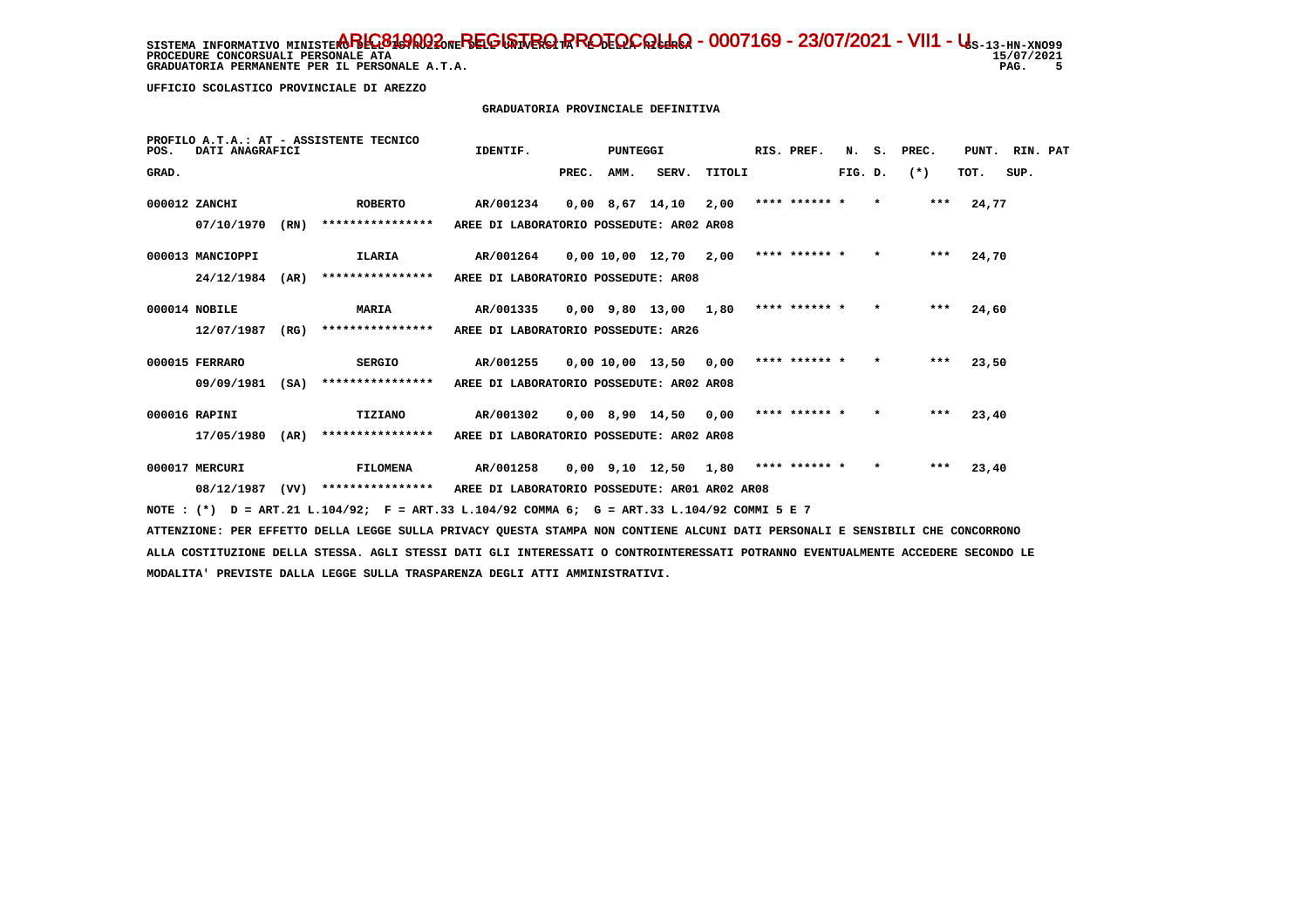UFFICIO SCOLASTICO PROVINCIALE DI AREZZO

GRADUATORIA PROVINCIALE DEFINITIVA

PROFILO A.T.A.: AT - ASSISTENTE TECNICO

| POS. GRAD. | DATI ANAGRAFICI | | | IDENTIF. | PUNTEGGI PREC. | AMM. | SERV. | TITOLI | RIS. PREF. | N. FIG. | S. D. | PREC. (*) | PUNT. TOT. | RIN. SUP. | PAT |
|---|---|---|---|---|---|---|---|---|---|---|---|---|---|---|---|
| 000012 | ZANCHI | | ROBERTO | AR/001234 | 0,00 | 8,67 | 14,10 | 2,00 | **** ****** | * | * | *** | 24,77 | | |
| | 07/10/1970 | (RN) | **************** | AREE DI LABORATORIO POSSEDUTE: AR02 AR08 | | | | | | | | | | | |
| 000013 | MANCIOPPI | | ILARIA | AR/001264 | 0,00 | 10,00 | 12,70 | 2,00 | **** ****** | * | * | *** | 24,70 | | |
| | 24/12/1984 | (AR) | **************** | AREE DI LABORATORIO POSSEDUTE: AR08 | | | | | | | | | | | |
| 000014 | NOBILE | | MARIA | AR/001335 | 0,00 | 9,80 | 13,00 | 1,80 | **** ****** | * | * | *** | 24,60 | | |
| | 12/07/1987 | (RG) | **************** | AREE DI LABORATORIO POSSEDUTE: AR26 | | | | | | | | | | | |
| 000015 | FERRARO | | SERGIO | AR/001255 | 0,00 | 10,00 | 13,50 | 0,00 | **** ****** | * | * | *** | 23,50 | | |
| | 09/09/1981 | (SA) | **************** | AREE DI LABORATORIO POSSEDUTE: AR02 AR08 | | | | | | | | | | | |
| 000016 | RAPINI | | TIZIANO | AR/001302 | 0,00 | 8,90 | 14,50 | 0,00 | **** ****** | * | * | *** | 23,40 | | |
| | 17/05/1980 | (AR) | **************** | AREE DI LABORATORIO POSSEDUTE: AR02 AR08 | | | | | | | | | | | |
| 000017 | MERCURI | | FILOMENA | AR/001258 | 0,00 | 9,10 | 12,50 | 1,80 | **** ****** | * | * | *** | 23,40 | | |
| | 08/12/1987 | (VV) | **************** | AREE DI LABORATORIO POSSEDUTE: AR01 AR02 AR08 | | | | | | | | | | | |

NOTE : (*) D = ART.21 L.104/92; F = ART.33 L.104/92 COMMA 6; G = ART.33 L.104/92 COMMI 5 E 7

ATTENZIONE: PER EFFETTO DELLA LEGGE SULLA PRIVACY QUESTA STAMPA NON CONTIENE ALCUNI DATI PERSONALI E SENSIBILI CHE CONCORRONO ALLA COSTITUZIONE DELLA STESSA. AGLI STESSI DATI GLI INTERESSATI O CONTROINTERESSATI POTRANNO EVENTUALMENTE ACCEDERE SECONDO LE MODALITA' PREVISTE DALLA LEGGE SULLA TRASPARENZA DEGLI ATTI AMMINISTRATIVI.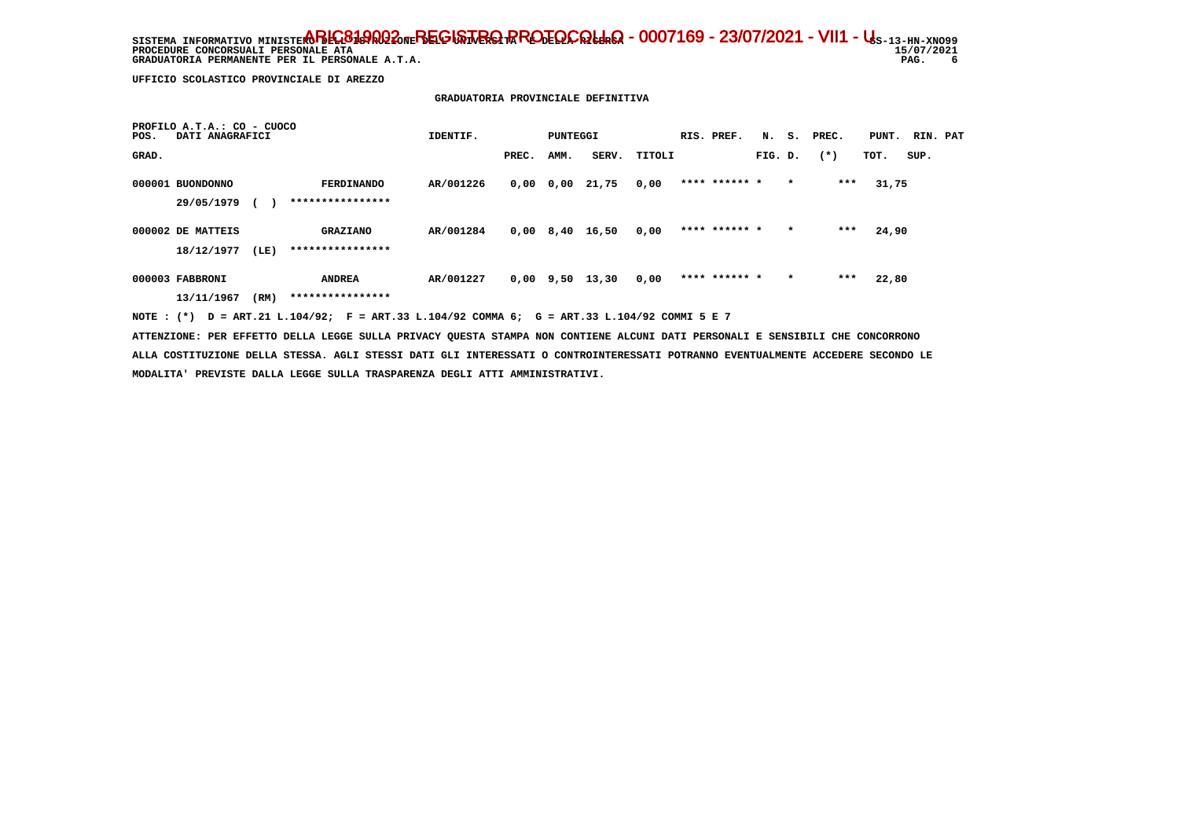UFFICIO SCOLASTICO PROVINCIALE DI AREZZO

GRADUATORIA PROVINCIALE DEFINITIVA

PROFILO A.T.A.: CO - CUOCO

| POS. GRAD. | DATI ANAGRAFICI | | IDENTIF. | PUNTEGGI PREC. | AMM. | SERV. | TITOLI | RIS. | PREF. | N. FIG. | S. D. | PREC. (*) | PUNT. TOT. | RIN. SUP. | PAT |
|---|---|---|---|---|---|---|---|---|---|---|---|---|---|---|---|
| 000001 | BUONDONNO 29/05/1979 ( ) | FERDINANDO **************** | AR/001226 | 0,00 | 0,00 | 21,75 | 0,00 | **** | ****** | * | * | *** | 31,75 | | |
| 000002 | DE MATTEIS 18/12/1977 (LE) | GRAZIANO **************** | AR/001284 | 0,00 | 8,40 | 16,50 | 0,00 | **** | ****** | * | * | *** | 24,90 | | |
| 000003 | FABBRONI 13/11/1967 (RM) | ANDREA **************** | AR/001227 | 0,00 | 9,50 | 13,30 | 0,00 | **** | ****** | * | * | *** | 22,80 | | |

NOTE : (*) D = ART.21 L.104/92; F = ART.33 L.104/92 COMMA 6; G = ART.33 L.104/92 COMMI 5 E 7

ATTENZIONE: PER EFFETTO DELLA LEGGE SULLA PRIVACY QUESTA STAMPA NON CONTIENE ALCUNI DATI PERSONALI E SENSIBILI CHE CONCORRONO ALLA COSTITUZIONE DELLA STESSA. AGLI STESSI DATI GLI INTERESSATI O CONTROINTERESSATI POTRANNO EVENTUALMENTE ACCEDERE SECONDO LE MODALITA' PREVISTE DALLA LEGGE SULLA TRASPARENZA DEGLI ATTI AMMINISTRATIVI.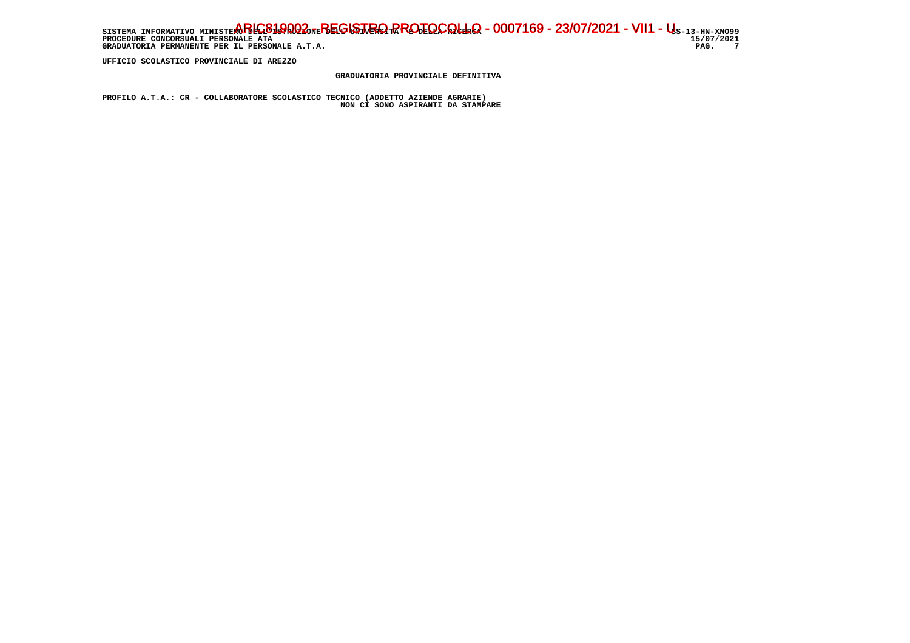UFFICIO SCOLASTICO PROVINCIALE DI AREZZO

GRADUATORIA PROVINCIALE DEFINITIVA

PROFILO A.T.A.: CR - COLLABORATORE SCOLASTICO TECNICO (ADDETTO AZIENDE AGRARIE)

NON CI SONO ASPIRANTI DA STAMPARE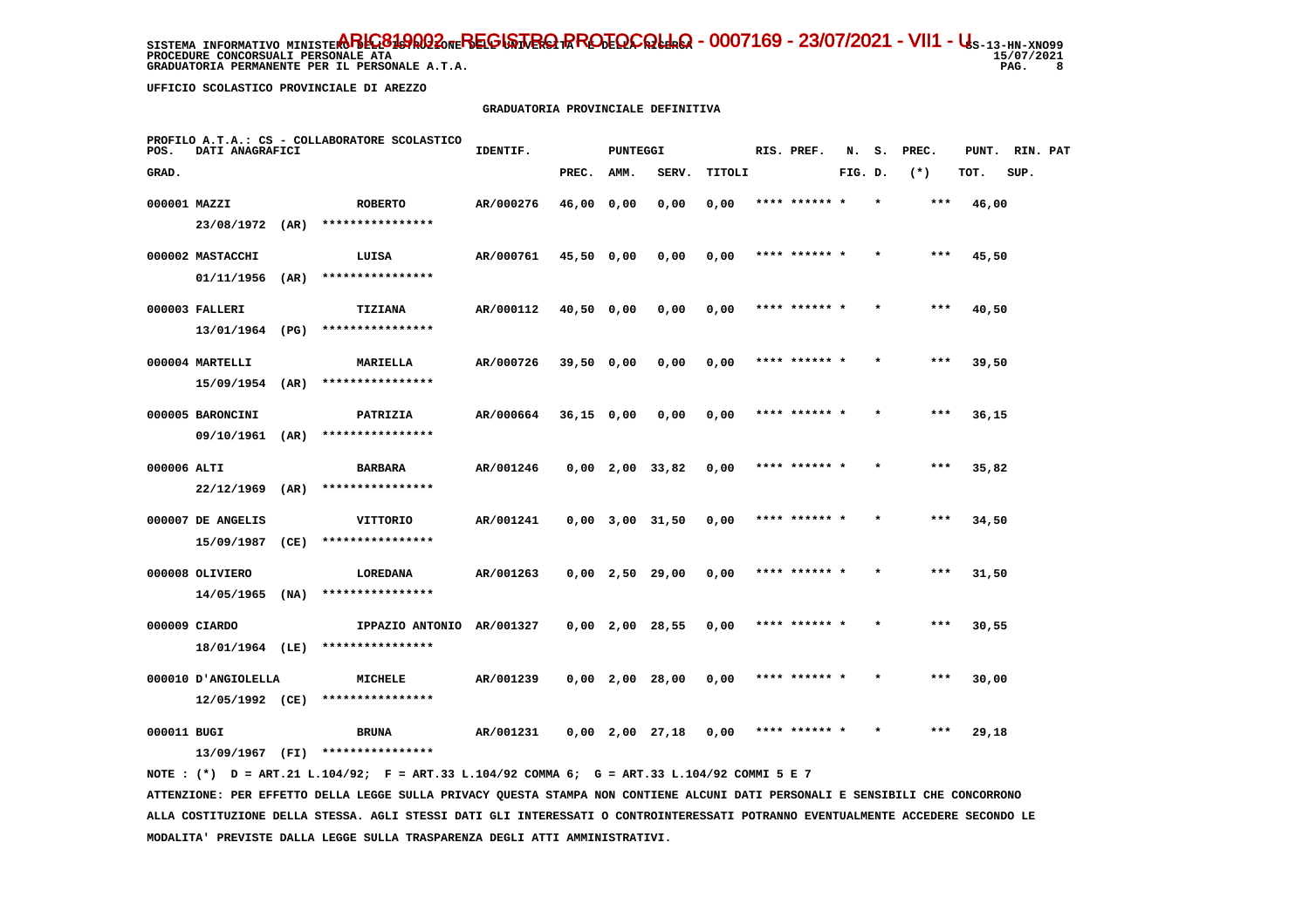UFFICIO SCOLASTICO PROVINCIALE DI AREZZO

## GRADUATORIA PROVINCIALE DEFINITIVA

PROFILO A.T.A.: CS - COLLABORATORE SCOLASTICO

| POS. GRAD. | DATI ANAGRAFICI | | IDENTIF. | PUNTEGGI PREC. | AMM. | SERV. | TITOLI | RIS. PREF. | N. FIG. | S. D. | PREC. (*) | PUNT. TOT. | RIN. PAT SUP. |
|---|---|---|---|---|---|---|---|---|---|---|---|---|---|
| 000001 | MAZZI 23/08/1972 (AR) | ROBERTO **************** | AR/000276 | 46,00 | 0,00 | 0,00 | 0,00 | **** ****** * | | * | *** | 46,00 | |
| 000002 | MASTACCHI 01/11/1956 (AR) | LUISA **************** | AR/000761 | 45,50 | 0,00 | 0,00 | 0,00 | **** ****** * | | * | *** | 45,50 | |
| 000003 | FALLERI 13/01/1964 (PG) | TIZIANA **************** | AR/000112 | 40,50 | 0,00 | 0,00 | 0,00 | **** ****** * | | * | *** | 40,50 | |
| 000004 | MARTELLI 15/09/1954 (AR) | MARIELLA **************** | AR/000726 | 39,50 | 0,00 | 0,00 | 0,00 | **** ****** * | | * | *** | 39,50 | |
| 000005 | BARONCINI 09/10/1961 (AR) | PATRIZIA **************** | AR/000664 | 36,15 | 0,00 | 0,00 | 0,00 | **** ****** * | | * | *** | 36,15 | |
| 000006 | ALTI 22/12/1969 (AR) | BARBARA **************** | AR/001246 | 0,00 | 2,00 | 33,82 | 0,00 | **** ****** * | | * | *** | 35,82 | |
| 000007 | DE ANGELIS 15/09/1987 (CE) | VITTORIO **************** | AR/001241 | 0,00 | 3,00 | 31,50 | 0,00 | **** ****** * | | * | *** | 34,50 | |
| 000008 | OLIVIERO 14/05/1965 (NA) | LOREDANA **************** | AR/001263 | 0,00 | 2,50 | 29,00 | 0,00 | **** ****** * | | * | *** | 31,50 | |
| 000009 | CIARDO 18/01/1964 (LE) | IPPAZIO ANTONIO **************** | AR/001327 | 0,00 | 2,00 | 28,55 | 0,00 | **** ****** * | | * | *** | 30,55 | |
| 000010 | D'ANGIOLELLA 12/05/1992 (CE) | MICHELE **************** | AR/001239 | 0,00 | 2,00 | 28,00 | 0,00 | **** ****** * | | * | *** | 30,00 | |
| 000011 | BUGI 13/09/1967 (FI) | BRUNA **************** | AR/001231 | 0,00 | 2,00 | 27,18 | 0,00 | **** ****** * | | * | *** | 29,18 | |

NOTE : (*) D = ART.21 L.104/92; F = ART.33 L.104/92 COMMA 6; G = ART.33 L.104/92 COMMI 5 E 7

ATTENZIONE: PER EFFETTO DELLA LEGGE SULLA PRIVACY QUESTA STAMPA NON CONTIENE ALCUNI DATI PERSONALI E SENSIBILI CHE CONCORRONO ALLA COSTITUZIONE DELLA STESSA. AGLI STESSI DATI GLI INTERESSATI O CONTROINTERESSATI POTRANNO EVENTUALMENTE ACCEDERE SECONDO LE MODALITA' PREVISTE DALLA LEGGE SULLA TRASPARENZA DEGLI ATTI AMMINISTRATIVI.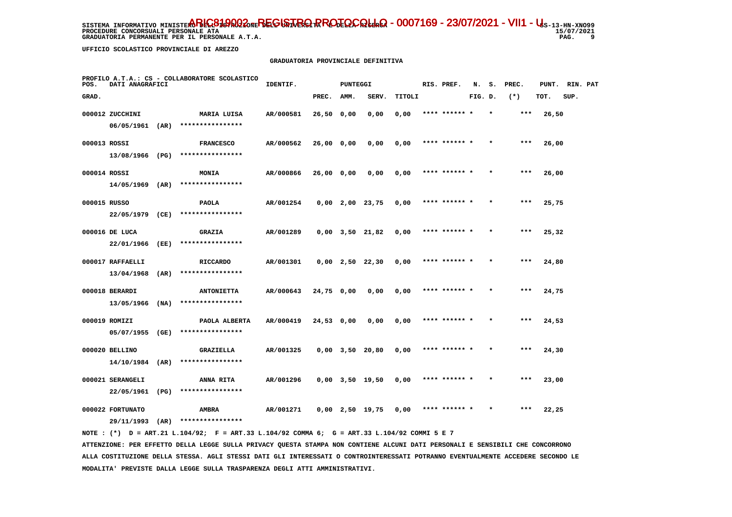SISTEMA INFORMATIVO MINISTERO DELL'ISTRUZIONE DELL'UNIVERSITA' E DELLA RICERCA - ARIC81900Z - REGISTRO PROTOCOLLO - 0007169 - 23/07/2021 - VII1 - U SS-13-HN-XNO99
PROCEDURE CONCORSUALI PERSONALE ATA 15/07/2021
GRADUATORIA PERMANENTE PER IL PERSONALE A.T.A.

UFFICIO SCOLASTICO PROVINCIALE DI AREZZO

GRADUATORIA PROVINCIALE DEFINITIVA

PROFILO A.T.A.: CS - COLLABORATORE SCOLASTICO

| POS. GRAD. | DATI ANAGRAFICI | | IDENTIF. | PUNTEGGI PREC. | AMM. | SERV. | TITOLI | RIS. PREF. | N. S. FIG. D. | PREC. (*) | PUNT. TOT. | RIN. PAT SUP. |
|---|---|---|---|---|---|---|---|---|---|---|---|---|
| 000012 | ZUCCHINI 06/05/1961 (AR) | MARIA LUISA **************** | AR/000581 | 26,50 | 0,00 | 0,00 | 0,00 | **** ****** * | * | *** | 26,50 | |
| 000013 | ROSSI 13/08/1966 (PG) | FRANCESCO **************** | AR/000562 | 26,00 | 0,00 | 0,00 | 0,00 | **** ****** * | * | *** | 26,00 | |
| 000014 | ROSSI 14/05/1969 (AR) | MONIA **************** | AR/000866 | 26,00 | 0,00 | 0,00 | 0,00 | **** ****** * | * | *** | 26,00 | |
| 000015 | RUSSO 22/05/1979 (CE) | PAOLA **************** | AR/001254 | 0,00 | 2,00 | 23,75 | 0,00 | **** ****** * | * | *** | 25,75 | |
| 000016 | DE LUCA 22/01/1966 (EE) | GRAZIA **************** | AR/001289 | 0,00 | 3,50 | 21,82 | 0,00 | **** ****** * | * | *** | 25,32 | |
| 000017 | RAFFAELLI 13/04/1968 (AR) | RICCARDO **************** | AR/001301 | 0,00 | 2,50 | 22,30 | 0,00 | **** ****** * | * | *** | 24,80 | |
| 000018 | BERARDI 13/05/1966 (NA) | ANTONIETTA **************** | AR/000643 | 24,75 | 0,00 | 0,00 | 0,00 | **** ****** * | * | *** | 24,75 | |
| 000019 | ROMIZI 05/07/1955 (GE) | PAOLA ALBERTA **************** | AR/000419 | 24,53 | 0,00 | 0,00 | 0,00 | **** ****** * | * | *** | 24,53 | |
| 000020 | BELLINO 14/10/1984 (AR) | GRAZIELLA **************** | AR/001325 | 0,00 | 3,50 | 20,80 | 0,00 | **** ****** * | * | *** | 24,30 | |
| 000021 | SERANGELI 22/05/1961 (PG) | ANNA RITA **************** | AR/001296 | 0,00 | 3,50 | 19,50 | 0,00 | **** ****** * | * | *** | 23,00 | |
| 000022 | FORTUNATO 29/11/1993 (AR) | AMBRA **************** | AR/001271 | 0,00 | 2,50 | 19,75 | 0,00 | **** ****** * | * | *** | 22,25 | |

NOTE : (*) D = ART.21 L.104/92; F = ART.33 L.104/92 COMMA 6; G = ART.33 L.104/92 COMMI 5 E 7

ATTENZIONE: PER EFFETTO DELLA LEGGE SULLA PRIVACY QUESTA STAMPA NON CONTIENE ALCUNI DATI PERSONALI E SENSIBILI CHE CONCORRONO ALLA COSTITUZIONE DELLA STESSA. AGLI STESSI DATI GLI INTERESSATI O CONTROINTERESSATI POTRANNO EVENTUALMENTE ACCEDERE SECONDO LE MODALITA' PREVISTE DALLA LEGGE SULLA TRASPARENZA DEGLI ATTI AMMINISTRATIVI.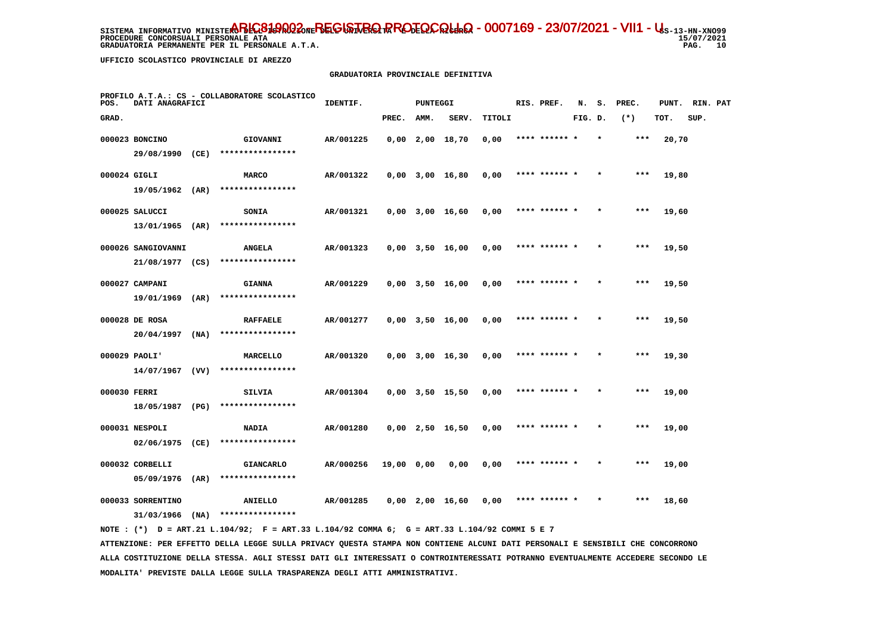UFFICIO SCOLASTICO PROVINCIALE DI AREZZO

GRADUATORIA PROVINCIALE DEFINITIVA

PROFILO A.T.A.: CS - COLLABORATORE SCOLASTICO

| POS. GRAD. | DATI ANAGRAFICI | | IDENTIF. | PUNTEGGI PREC. | AMM. | SERV. | TITOLI | RIS. PREF. | N. FIG. | S. D. | PREC. (*) | PUNT. TOT. | RIN. SUP. | PAT |
|---|---|---|---|---|---|---|---|---|---|---|---|---|---|---|
| 000023 | BONCINO 29/08/1990 (CE) | GIOVANNI **************** | AR/001225 | 0,00 | 2,00 | 18,70 | 0,00 | **** ****** * | | * | *** | 20,70 | | |
| 000024 | GIGLI 19/05/1962 (AR) | MARCO **************** | AR/001322 | 0,00 | 3,00 | 16,80 | 0,00 | **** ****** * | | * | *** | 19,80 | | |
| 000025 | SALUCCI 13/01/1965 (AR) | SONIA **************** | AR/001321 | 0,00 | 3,00 | 16,60 | 0,00 | **** ****** * | | * | *** | 19,60 | | |
| 000026 | SANGIOVANNI 21/08/1977 (CS) | ANGELA **************** | AR/001323 | 0,00 | 3,50 | 16,00 | 0,00 | **** ****** * | | * | *** | 19,50 | | |
| 000027 | CAMPANI 19/01/1969 (AR) | GIANNA **************** | AR/001229 | 0,00 | 3,50 | 16,00 | 0,00 | **** ****** * | | * | *** | 19,50 | | |
| 000028 | DE ROSA 20/04/1997 (NA) | RAFFAELE **************** | AR/001277 | 0,00 | 3,50 | 16,00 | 0,00 | **** ****** * | | * | *** | 19,50 | | |
| 000029 | PAOLI' 14/07/1967 (VV) | MARCELLO **************** | AR/001320 | 0,00 | 3,00 | 16,30 | 0,00 | **** ****** * | | * | *** | 19,30 | | |
| 000030 | FERRI 18/05/1987 (PG) | SILVIA **************** | AR/001304 | 0,00 | 3,50 | 15,50 | 0,00 | **** ****** * | | * | *** | 19,00 | | |
| 000031 | NESPOLI 02/06/1975 (CE) | NADIA **************** | AR/001280 | 0,00 | 2,50 | 16,50 | 0,00 | **** ****** * | | * | *** | 19,00 | | |
| 000032 | CORBELLI 05/09/1976 (AR) | GIANCARLO **************** | AR/000256 | 19,00 | 0,00 | 0,00 | 0,00 | **** ****** * | | * | *** | 19,00 | | |
| 000033 | SORRENTINO 31/03/1966 (NA) | ANIELLO **************** | AR/001285 | 0,00 | 2,00 | 16,60 | 0,00 | **** ****** * | | * | *** | 18,60 | | |

NOTE : (*) D = ART.21 L.104/92; F = ART.33 L.104/92 COMMA 6; G = ART.33 L.104/92 COMMI 5 E 7

ATTENZIONE: PER EFFETTO DELLA LEGGE SULLA PRIVACY QUESTA STAMPA NON CONTIENE ALCUNI DATI PERSONALI E SENSIBILI CHE CONCORRONO ALLA COSTITUZIONE DELLA STESSA. AGLI STESSI DATI GLI INTERESSATI O CONTROINTERESSATI POTRANNO EVENTUALMENTE ACCEDERE SECONDO LE MODALITA' PREVISTE DALLA LEGGE SULLA TRASPARENZA DEGLI ATTI AMMINISTRATIVI.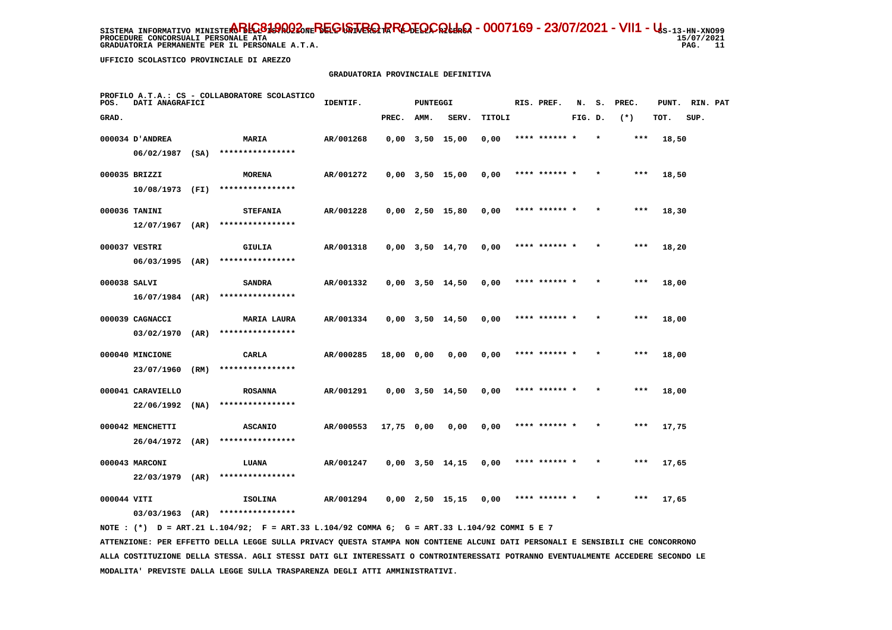UFFICIO SCOLASTICO PROVINCIALE DI AREZZO

GRADUATORIA PROVINCIALE DEFINITIVA

PROFILO A.T.A.: CS - COLLABORATORE SCOLASTICO

| POS. GRAD. | DATI ANAGRAFICI | | IDENTIF. | PUNTEGGI PREC. | AMM. | SERV. | TITOLI | RIS. PREF. | N. S. FIG. D. | PREC. (*) | PUNT. TOT. | RIN. PAT SUP. |
|---|---|---|---|---|---|---|---|---|---|---|---|---|
| 000034 | D'ANDREA 06/02/1987 (SA) | MARIA **************** | AR/001268 | 0,00 | 3,50 | 15,00 | 0,00 | **** ****** * | * | *** | 18,50 | |
| 000035 | BRIZZI 10/08/1973 (FI) | MORENA **************** | AR/001272 | 0,00 | 3,50 | 15,00 | 0,00 | **** ****** * | * | *** | 18,50 | |
| 000036 | TANINI 12/07/1967 (AR) | STEFANIA **************** | AR/001228 | 0,00 | 2,50 | 15,80 | 0,00 | **** ****** * | * | *** | 18,30 | |
| 000037 | VESTRI 06/03/1995 (AR) | GIULIA **************** | AR/001318 | 0,00 | 3,50 | 14,70 | 0,00 | **** ****** * | * | *** | 18,20 | |
| 000038 | SALVI 16/07/1984 (AR) | SANDRA **************** | AR/001332 | 0,00 | 3,50 | 14,50 | 0,00 | **** ****** * | * | *** | 18,00 | |
| 000039 | CAGNACCI 03/02/1970 (AR) | MARIA LAURA **************** | AR/001334 | 0,00 | 3,50 | 14,50 | 0,00 | **** ****** * | * | *** | 18,00 | |
| 000040 | MINCIONE 23/07/1960 (RM) | CARLA **************** | AR/000285 | 18,00 | 0,00 | 0,00 | 0,00 | **** ****** * | * | *** | 18,00 | |
| 000041 | CARAVIELLO 22/06/1992 (NA) | ROSANNA **************** | AR/001291 | 0,00 | 3,50 | 14,50 | 0,00 | **** ****** * | * | *** | 18,00 | |
| 000042 | MENCHETTI 26/04/1972 (AR) | ASCANIO **************** | AR/000553 | 17,75 | 0,00 | 0,00 | 0,00 | **** ****** * | * | *** | 17,75 | |
| 000043 | MARCONI 22/03/1979 (AR) | LUANA **************** | AR/001247 | 0,00 | 3,50 | 14,15 | 0,00 | **** ****** * | * | *** | 17,65 | |
| 000044 | VITI 03/03/1963 (AR) | ISOLINA **************** | AR/001294 | 0,00 | 2,50 | 15,15 | 0,00 | **** ****** * | * | *** | 17,65 | |

NOTE : (*) D = ART.21 L.104/92; F = ART.33 L.104/92 COMMA 6; G = ART.33 L.104/92 COMMI 5 E 7

ATTENZIONE: PER EFFETTO DELLA LEGGE SULLA PRIVACY QUESTA STAMPA NON CONTIENE ALCUNI DATI PERSONALI E SENSIBILI CHE CONCORRONO ALLA COSTITUZIONE DELLA STESSA. AGLI STESSI DATI GLI INTERESSATI O CONTROINTERESSATI POTRANNO EVENTUALMENTE ACCEDERE SECONDO LE MODALITA' PREVISTE DALLA LEGGE SULLA TRASPARENZA DEGLI ATTI AMMINISTRATIVI.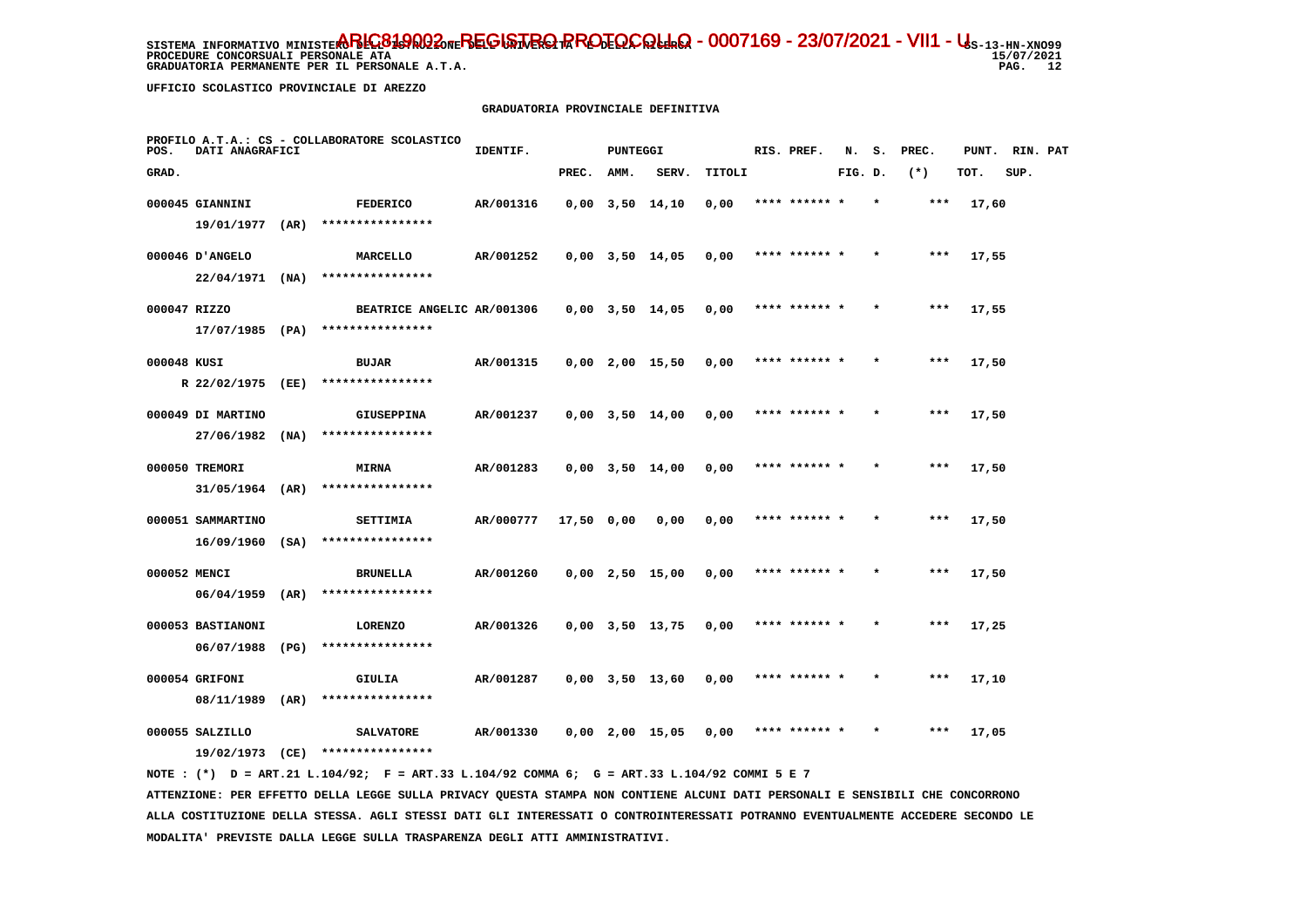SISTEMA INFORMATIVO MINISTERO DELL'ISTRUZIONE DELL'UNIVERSITA' E DELLA RICERCA - ARIC819002 - REGISTRO PROTOCOLLO - 0007169 - 23/07/2021 - VII.1 - U  SS-13-HN-XNO99
PROCEDURE CONCORSUALI PERSONALE ATA  15/07/2021
GRADUATORIA PERMANENTE PER IL PERSONALE A.T.A.

UFFICIO SCOLASTICO PROVINCIALE DI AREZZO

GRADUATORIA PROVINCIALE DEFINITIVA

PROFILO A.T.A.: CS - COLLABORATORE SCOLASTICO

| POS. GRAD. | DATI ANAGRAFICI | | IDENTIF. | PUNTEGGI PREC. | AMM. | SERV. | TITOLI | RIS. PREF. | N. FIG. | S. D. | PREC. (*) | PUNT. TOT. | RIN. SUP. | PAT |
|---|---|---|---|---|---|---|---|---|---|---|---|---|---|---|
| 000045 | GIANNINI 19/01/1977 (AR) | FEDERICO **************** | AR/001316 | 0,00 | 3,50 | 14,10 | 0,00 | **** ****** | * | * | *** | 17,60 | | |
| 000046 | D'ANGELO 22/04/1971 (NA) | MARCELLO **************** | AR/001252 | 0,00 | 3,50 | 14,05 | 0,00 | **** ****** | * | * | *** | 17,55 | | |
| 000047 | RIZZO 17/07/1985 (PA) | BEATRICE ANGELIC **************** | AR/001306 | 0,00 | 3,50 | 14,05 | 0,00 | **** ****** | * | * | *** | 17,55 | | |
| 000048 | KUSI R 22/02/1975 (EE) | BUJAR **************** | AR/001315 | 0,00 | 2,00 | 15,50 | 0,00 | **** ****** | * | * | *** | 17,50 | | |
| 000049 | DI MARTINO 27/06/1982 (NA) | GIUSEPPINA **************** | AR/001237 | 0,00 | 3,50 | 14,00 | 0,00 | **** ****** | * | * | *** | 17,50 | | |
| 000050 | TREMORI 31/05/1964 (AR) | MIRNA **************** | AR/001283 | 0,00 | 3,50 | 14,00 | 0,00 | **** ****** | * | * | *** | 17,50 | | |
| 000051 | SAMMARTINO 16/09/1960 (SA) | SETTIMIA **************** | AR/000777 | 17,50 | 0,00 | 0,00 | 0,00 | **** ****** | * | * | *** | 17,50 | | |
| 000052 | MENCI 06/04/1959 (AR) | BRUNELLA **************** | AR/001260 | 0,00 | 2,50 | 15,00 | 0,00 | **** ****** | * | * | *** | 17,50 | | |
| 000053 | BASTIANONI 06/07/1988 (PG) | LORENZO **************** | AR/001326 | 0,00 | 3,50 | 13,75 | 0,00 | **** ****** | * | * | *** | 17,25 | | |
| 000054 | GRIFONI 08/11/1989 (AR) | GIULIA **************** | AR/001287 | 0,00 | 3,50 | 13,60 | 0,00 | **** ****** | * | * | *** | 17,10 | | |
| 000055 | SALZILLO 19/02/1973 (CE) | SALVATORE **************** | AR/001330 | 0,00 | 2,00 | 15,05 | 0,00 | **** ****** | * | * | *** | 17,05 | | |

NOTE : (*) D = ART.21 L.104/92; F = ART.33 L.104/92 COMMA 6; G = ART.33 L.104/92 COMMI 5 E 7

ATTENZIONE: PER EFFETTO DELLA LEGGE SULLA PRIVACY QUESTA STAMPA NON CONTIENE ALCUNI DATI PERSONALI E SENSIBILI CHE CONCORRONO ALLA COSTITUZIONE DELLA STESSA. AGLI STESSI DATI GLI INTERESSATI O CONTROINTERESSATI POTRANNO EVENTUALMENTE ACCEDERE SECONDO LE MODALITA' PREVISTE DALLA LEGGE SULLA TRASPARENZA DEGLI ATTI AMMINISTRATIVI.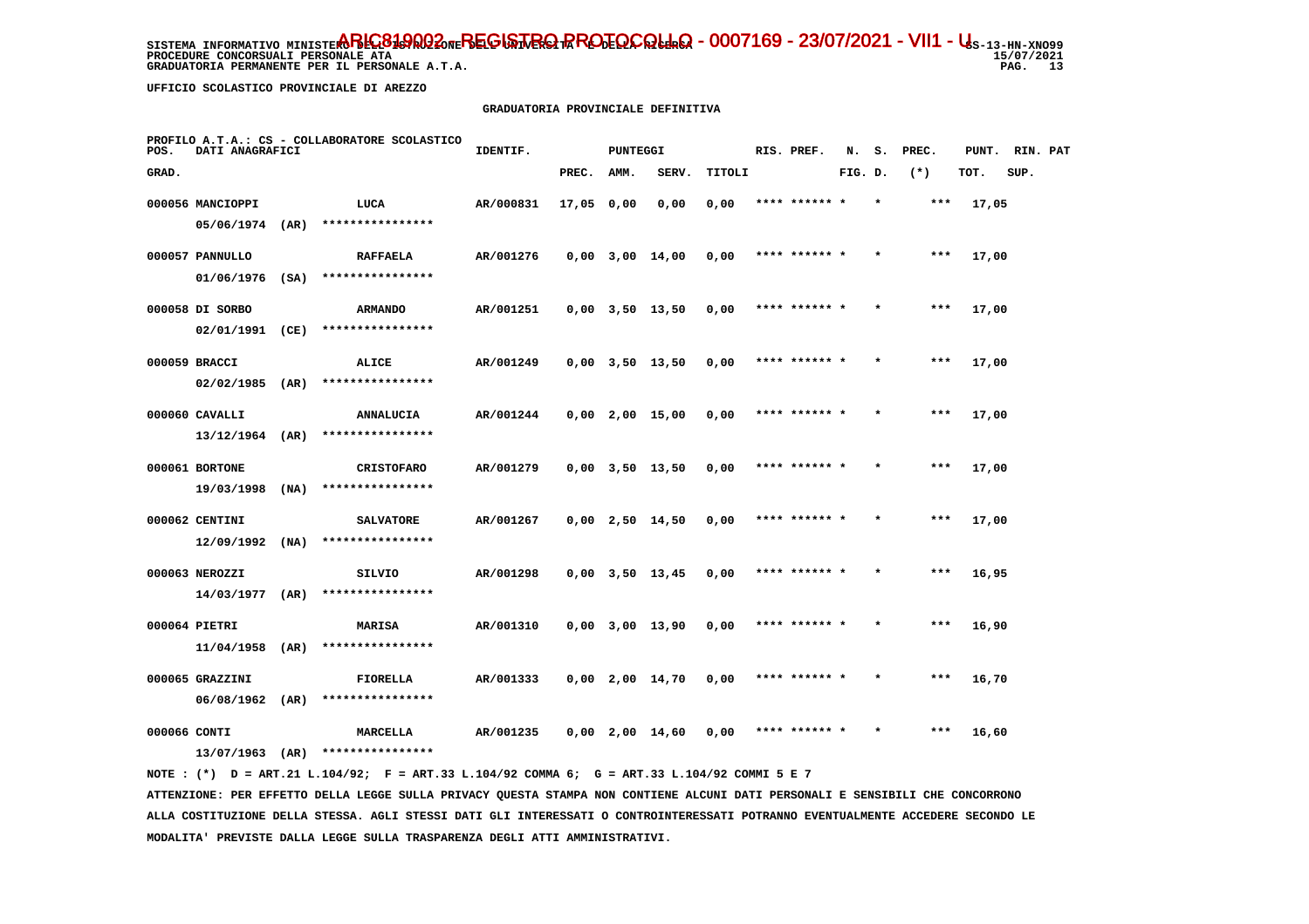SISTEMA INFORMATIVO MINISTERO DELL'ISTRUZIONE DELL'UNIVERSITA' E DELLA RICERCA - ARIC819002 - REGISTRO PROTOCOLLO - 0007169 - 23/07/2021 - VII.1 - U
PROCEDURE CONCORSUALI PERSONALE ATA
GRADUATORIA PERMANENTE PER IL PERSONALE A.T.A.

SS-13-HN-XNO99 15/07/2021

UFFICIO SCOLASTICO PROVINCIALE DI AREZZO

GRADUATORIA PROVINCIALE DEFINITIVA

PROFILO A.T.A.: CS - COLLABORATORE SCOLASTICO

| POS. GRAD. | DATI ANAGRAFICI | | IDENTIF. | PREC. | AMM. | SERV. | TITOLI | RIS. PREF. | N. FIG. | S. D. | PREC. (*) | PUNT. TOT. | RIN. SUP. | PAT |
|---|---|---|---|---|---|---|---|---|---|---|---|---|---|---|
| 000056 | MANCIOPPI 05/06/1974 (AR) | LUCA **************** | AR/000831 | 17,05 | 0,00 | 0,00 | 0,00 | **** ****** * | | * | *** | 17,05 | | |
| 000057 | PANNULLO 01/06/1976 (SA) | RAFFAELA **************** | AR/001276 | 0,00 | 3,00 | 14,00 | 0,00 | **** ****** * | | * | *** | 17,00 | | |
| 000058 | DI SORBO 02/01/1991 (CE) | ARMANDO **************** | AR/001251 | 0,00 | 3,50 | 13,50 | 0,00 | **** ****** * | | * | *** | 17,00 | | |
| 000059 | BRACCI 02/02/1985 (AR) | ALICE **************** | AR/001249 | 0,00 | 3,50 | 13,50 | 0,00 | **** ****** * | | * | *** | 17,00 | | |
| 000060 | CAVALLI 13/12/1964 (AR) | ANNALUCIA **************** | AR/001244 | 0,00 | 2,00 | 15,00 | 0,00 | **** ****** * | | * | *** | 17,00 | | |
| 000061 | BORTONE 19/03/1998 (NA) | CRISTOFARO **************** | AR/001279 | 0,00 | 3,50 | 13,50 | 0,00 | **** ****** * | | * | *** | 17,00 | | |
| 000062 | CENTINI 12/09/1992 (NA) | SALVATORE **************** | AR/001267 | 0,00 | 2,50 | 14,50 | 0,00 | **** ****** * | | * | *** | 17,00 | | |
| 000063 | NEROZZI 14/03/1977 (AR) | SILVIO **************** | AR/001298 | 0,00 | 3,50 | 13,45 | 0,00 | **** ****** * | | * | *** | 16,95 | | |
| 000064 | PIETRI 11/04/1958 (AR) | MARISA **************** | AR/001310 | 0,00 | 3,00 | 13,90 | 0,00 | **** ****** * | | * | *** | 16,90 | | |
| 000065 | GRAZZINI 06/08/1962 (AR) | FIORELLA **************** | AR/001333 | 0,00 | 2,00 | 14,70 | 0,00 | **** ****** * | | * | *** | 16,70 | | |
| 000066 | CONTI 13/07/1963 (AR) | MARCELLA **************** | AR/001235 | 0,00 | 2,00 | 14,60 | 0,00 | **** ****** * | | * | *** | 16,60 | | |

NOTE : (*) D = ART.21 L.104/92; F = ART.33 L.104/92 COMMA 6; G = ART.33 L.104/92 COMMI 5 E 7

ATTENZIONE: PER EFFETTO DELLA LEGGE SULLA PRIVACY QUESTA STAMPA NON CONTIENE ALCUNI DATI PERSONALI E SENSIBILI CHE CONCORRONO ALLA COSTITUZIONE DELLA STESSA. AGLI STESSI DATI GLI INTERESSATI O CONTROINTERESSATI POTRANNO EVENTUALMENTE ACCEDERE SECONDO LE MODALITA' PREVISTE DALLA LEGGE SULLA TRASPARENZA DEGLI ATTI AMMINISTRATIVI.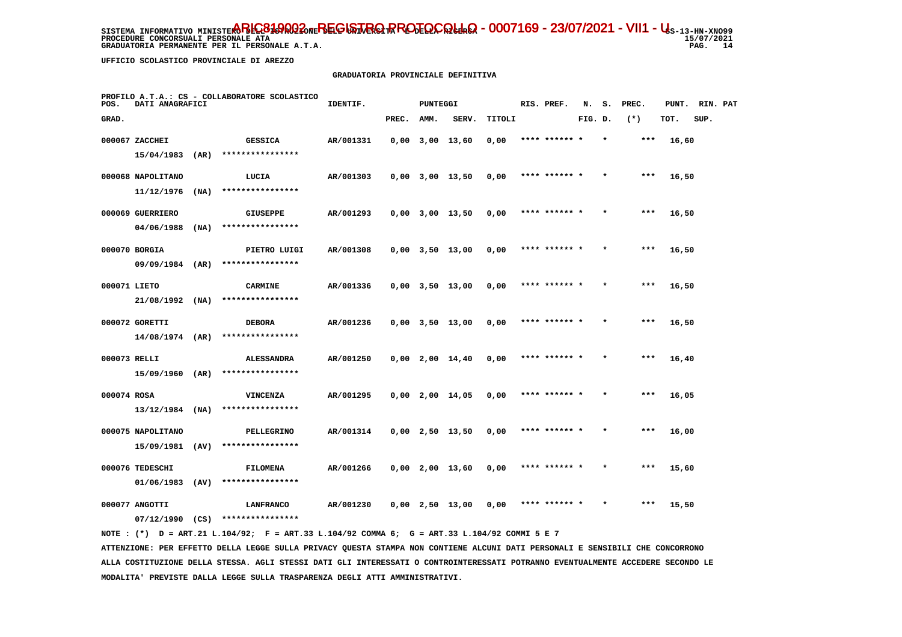UFFICIO SCOLASTICO PROVINCIALE DI AREZZO

## GRADUATORIA PROVINCIALE DEFINITIVA

PROFILO A.T.A.: CS - COLLABORATORE SCOLASTICO

| POS. GRAD. | DATI ANAGRAFICI | | IDENTIF. | PUNTEGGI PREC. | AMM. | SERV. | TITOLI | RIS. PREF. | N. FIG. | S. D. | PREC. (*) | PUNT. TOT. | RIN. SUP. | PAT |
|---|---|---|---|---|---|---|---|---|---|---|---|---|---|---|
| 000067 | ZACCHEI 15/04/1983 (AR) | GESSICA **************** | AR/001331 | 0,00 | 3,00 | 13,60 | 0,00 | **** ****** * | | * | *** | 16,60 | | |
| 000068 | NAPOLITANO 11/12/1976 (NA) | LUCIA **************** | AR/001303 | 0,00 | 3,00 | 13,50 | 0,00 | **** ****** * | | * | *** | 16,50 | | |
| 000069 | GUERRIERO 04/06/1988 (NA) | GIUSEPPE **************** | AR/001293 | 0,00 | 3,00 | 13,50 | 0,00 | **** ****** * | | * | *** | 16,50 | | |
| 000070 | BORGIA 09/09/1984 (AR) | PIETRO LUIGI **************** | AR/001308 | 0,00 | 3,50 | 13,00 | 0,00 | **** ****** * | | * | *** | 16,50 | | |
| 000071 | LIETO 21/08/1992 (NA) | CARMINE **************** | AR/001336 | 0,00 | 3,50 | 13,00 | 0,00 | **** ****** * | | * | *** | 16,50 | | |
| 000072 | GORETTI 14/08/1974 (AR) | DEBORA **************** | AR/001236 | 0,00 | 3,50 | 13,00 | 0,00 | **** ****** * | | * | *** | 16,50 | | |
| 000073 | RELLI 15/09/1960 (AR) | ALESSANDRA **************** | AR/001250 | 0,00 | 2,00 | 14,40 | 0,00 | **** ****** * | | * | *** | 16,40 | | |
| 000074 | ROSA 13/12/1984 (NA) | VINCENZA **************** | AR/001295 | 0,00 | 2,00 | 14,05 | 0,00 | **** ****** * | | * | *** | 16,05 | | |
| 000075 | NAPOLITANO 15/09/1981 (AV) | PELLEGRINO **************** | AR/001314 | 0,00 | 2,50 | 13,50 | 0,00 | **** ****** * | | * | *** | 16,00 | | |
| 000076 | TEDESCHI 01/06/1983 (AV) | FILOMENA **************** | AR/001266 | 0,00 | 2,00 | 13,60 | 0,00 | **** ****** * | | * | *** | 15,60 | | |
| 000077 | ANGOTTI 07/12/1990 (CS) | LANFRANCO **************** | AR/001230 | 0,00 | 2,50 | 13,00 | 0,00 | **** ****** * | | * | *** | 15,50 | | |

NOTE : (*) D = ART.21 L.104/92; F = ART.33 L.104/92 COMMA 6; G = ART.33 L.104/92 COMMI 5 E 7

ATTENZIONE: PER EFFETTO DELLA LEGGE SULLA PRIVACY QUESTA STAMPA NON CONTIENE ALCUNI DATI PERSONALI E SENSIBILI CHE CONCORRONO ALLA COSTITUZIONE DELLA STESSA. AGLI STESSI DATI GLI INTERESSATI O CONTROINTERESSATI POTRANNO EVENTUALMENTE ACCEDERE SECONDO LE MODALITA' PREVISTE DALLA LEGGE SULLA TRASPARENZA DEGLI ATTI AMMINISTRATIVI.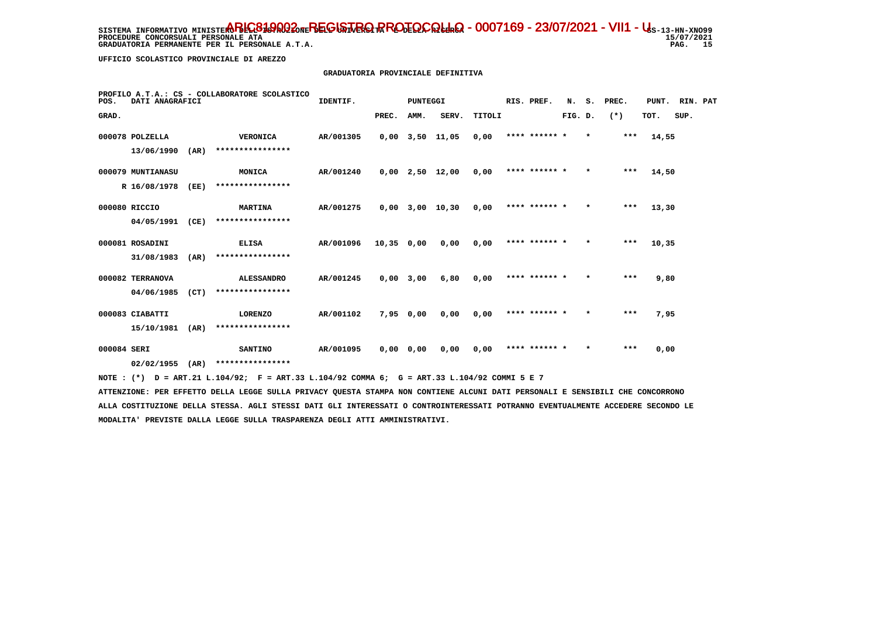SISTEMA INFORMATIVO MINISTERO DELL'ISTRUZIONE DELL'UNIVERSITA' E DELLA RICERCA
PROCEDURE CONCORSUALI PERSONALE ATA
GRADUATORIA PERMANENTE PER IL PERSONALE A.T.A.

ARIC819002 - REGISTRO PROTOCOLLO - 0007169 - 23/07/2021 - VII1 - U

SS-13-HN-XNO99
15/07/2021

UFFICIO SCOLASTICO PROVINCIALE DI AREZZO

GRADUATORIA PROVINCIALE DEFINITIVA

PROFILO A.T.A.: CS - COLLABORATORE SCOLASTICO

| POS. GRAD. | DATI ANAGRAFICI | | IDENTIF. | PUNTEGGI PREC. | AMM. | SERV. | TITOLI | RIS. PREF. | N. FIG. | S. D. | PREC. (*) | PUNT. TOT. | RIN. SUP. | PAT |
|---|---|---|---|---|---|---|---|---|---|---|---|---|---|---|
| 000078 | POLZELLA 13/06/1990 (AR) | VERONICA **************** | AR/001305 | 0,00 | 3,50 | 11,05 | 0,00 | **** ****** | * | * | *** | 14,55 | | |
| 000079 | MUNTIANASU R 16/08/1978 (EE) | MONICA **************** | AR/001240 | 0,00 | 2,50 | 12,00 | 0,00 | **** ****** | * | * | *** | 14,50 | | |
| 000080 | RICCIO 04/05/1991 (CE) | MARTINA **************** | AR/001275 | 0,00 | 3,00 | 10,30 | 0,00 | **** ****** | * | * | *** | 13,30 | | |
| 000081 | ROSADINI 31/08/1983 (AR) | ELISA **************** | AR/001096 | 10,35 | 0,00 | 0,00 | 0,00 | **** ****** | * | * | *** | 10,35 | | |
| 000082 | TERRANOVA 04/06/1985 (CT) | ALESSANDRO **************** | AR/001245 | 0,00 | 3,00 | 6,80 | 0,00 | **** ****** | * | * | *** | 9,80 | | |
| 000083 | CIABATTI 15/10/1981 (AR) | LORENZO **************** | AR/001102 | 7,95 | 0,00 | 0,00 | 0,00 | **** ****** | * | * | *** | 7,95 | | |
| 000084 | SERI 02/02/1955 (AR) | SANTINO **************** | AR/001095 | 0,00 | 0,00 | 0,00 | 0,00 | **** ****** | * | * | *** | 0,00 | | |

NOTE : (*) D = ART.21 L.104/92; F = ART.33 L.104/92 COMMA 6; G = ART.33 L.104/92 COMMI 5 E 7

ATTENZIONE: PER EFFETTO DELLA LEGGE SULLA PRIVACY QUESTA STAMPA NON CONTIENE ALCUNI DATI PERSONALI E SENSIBILI CHE CONCORRONO ALLA COSTITUZIONE DELLA STESSA. AGLI STESSI DATI GLI INTERESSATI O CONTROINTERESSATI POTRANNO EVENTUALMENTE ACCEDERE SECONDO LE MODALITA' PREVISTE DALLA LEGGE SULLA TRASPARENZA DEGLI ATTI AMMINISTRATIVI.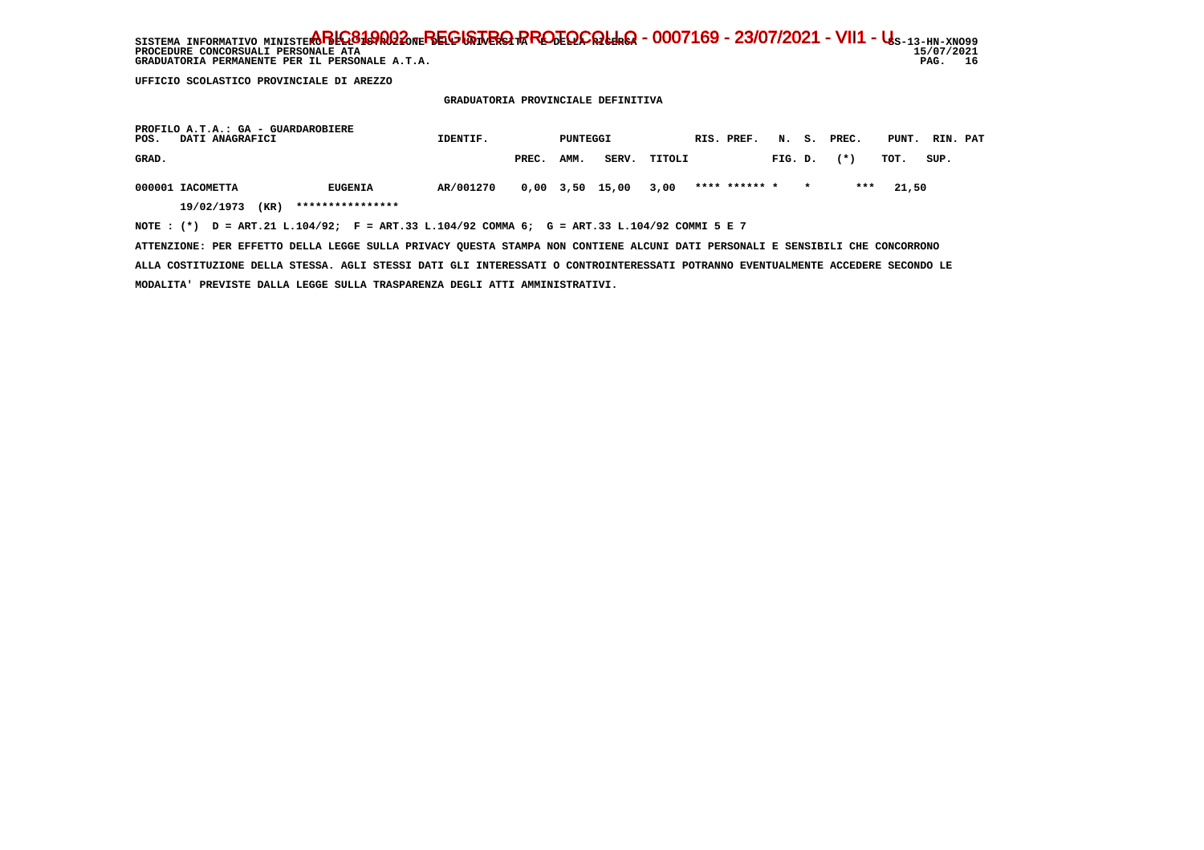UFFICIO SCOLASTICO PROVINCIALE DI AREZZO

GRADUATORIA PROVINCIALE DEFINITIVA

PROFILO A.T.A.: GA - GUARDAROBIERE

| POS. GRAD. | DATI ANAGRAFICI | | IDENTIF. | PUNTEGGI PREC. | AMM. | SERV. | TITOLI | RIS. PREF. | N. S. FIG. D. | PREC. (*) | PUNT. TOT. | RIN. PAT SUP. |
|---|---|---|---|---|---|---|---|---|---|---|---|---|
| 000001 | IACOMETTA | EUGENIA | AR/001270 | 0,00 | 3,50 | 15,00 | 3,00 | **** ****** * | * | *** | 21,50 | |
| | 19/02/1973 (KR) | **************** | | | | | | | | | | |

NOTE : (*) D = ART.21 L.104/92; F = ART.33 L.104/92 COMMA 6; G = ART.33 L.104/92 COMMI 5 E 7

ATTENZIONE: PER EFFETTO DELLA LEGGE SULLA PRIVACY QUESTA STAMPA NON CONTIENE ALCUNI DATI PERSONALI E SENSIBILI CHE CONCORRONO ALLA COSTITUZIONE DELLA STESSA. AGLI STESSI DATI GLI INTERESSATI O CONTROINTERESSATI POTRANNO EVENTUALMENTE ACCEDERE SECONDO LE MODALITA' PREVISTE DALLA LEGGE SULLA TRASPARENZA DEGLI ATTI AMMINISTRATIVI.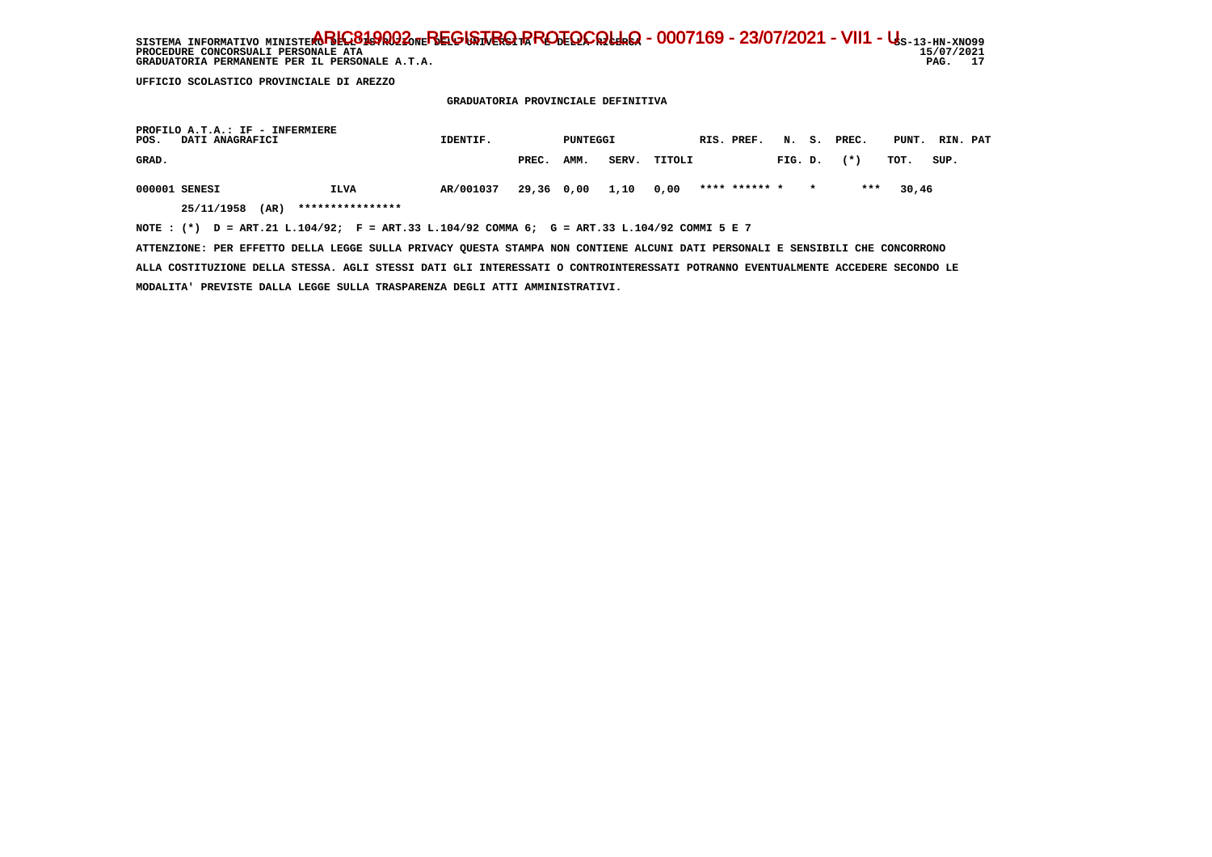SISTEMA INFORMATIVO MINISTERO DELL'ISTRUZIONE DELL'UNIVERSITA' E DELLA RICERCA **ARIC819002 - REGISTRO PROTOCOLLO - 0007169 - 23/07/2021 - VII1 - U** SS-13-HN-XNO99
PROCEDURE CONCORSUALI PERSONALE ATA 15/07/2021
GRADUATORIA PERMANENTE PER IL PERSONALE A.T.A.

UFFICIO SCOLASTICO PROVINCIALE DI AREZZO

GRADUATORIA PROVINCIALE DEFINITIVA

PROFILO A.T.A.: IF - INFERMIERE

| POS. GRAD. | DATI ANAGRAFICI | | IDENTIF. | PUNTEGGI PREC. | AMM. | SERV. | TITOLI | RIS. | PREF. | N. S. FIG. D. | PREC. (*) | PUNT. TOT. | RIN. SUP. | PAT |
|---|---|---|---|---|---|---|---|---|---|---|---|---|---|---|
| 000001 | SENESI | ILVA | AR/001037 | 29,36 | 0,00 | 1,10 | 0,00 | **** | ****** * | * | *** | 30,46 | | |
| | 25/11/1958 (AR) | **************** | | | | | | | | | | | | |

NOTE : (*) D = ART.21 L.104/92; F = ART.33 L.104/92 COMMA 6; G = ART.33 L.104/92 COMMI 5 E 7

ATTENZIONE: PER EFFETTO DELLA LEGGE SULLA PRIVACY QUESTA STAMPA NON CONTIENE ALCUNI DATI PERSONALI E SENSIBILI CHE CONCORRONO ALLA COSTITUZIONE DELLA STESSA. AGLI STESSI DATI GLI INTERESSATI O CONTROINTERESSATI POTRANNO EVENTUALMENTE ACCEDERE SECONDO LE MODALITA' PREVISTE DALLA LEGGE SULLA TRASPARENZA DEGLI ATTI AMMINISTRATIVI.